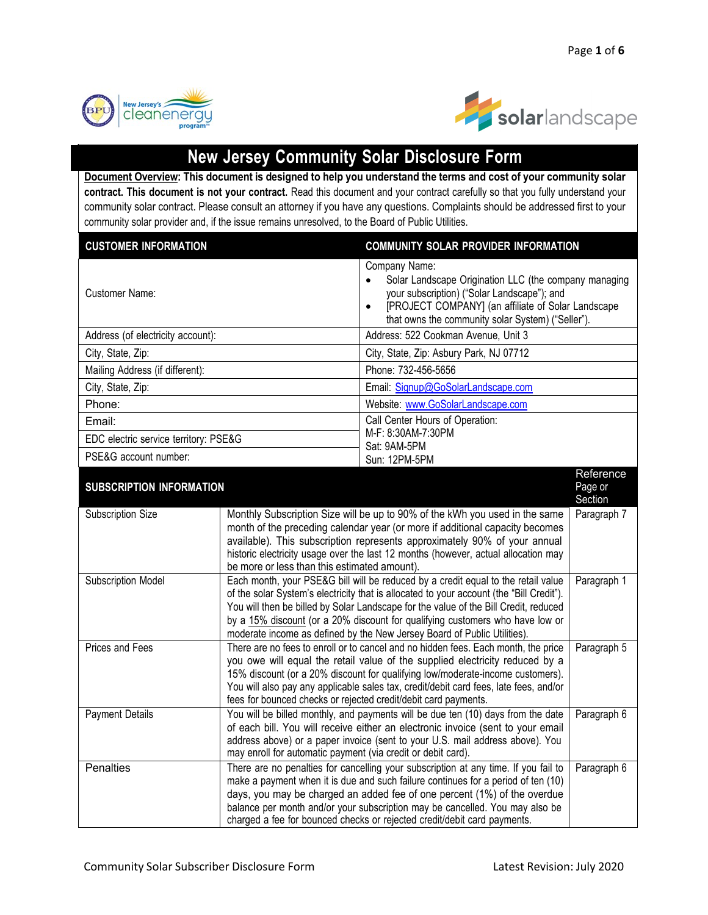# New Jersey Community Solar Disclosure Form

**Document Overview: This document is designed to help you understand the terms and cost of your community solar contract. This document is not your contract.** Read this document and your contract carefully so that you fully understand your community solar contract. Please consult an attorney if you have any questions. Complaints should be addressed first to your community solar provider and, if the issue remains unresolved, to the Board of Public Utilities.

| CUSTOMER INFORMATION | COMMUNITY SOLAR PROVIDER INFORMATION |
|---|---|
| Customer Name: | Company Name:<br>• Solar Landscape Origination LLC (the company managing your subscription) ("Solar Landscape"); and<br>• [PROJECT COMPANY] (an affiliate of Solar Landscape that owns the community solar System) ("Seller"). |
| Address (of electricity account): | Address: 522 Cookman Avenue, Unit 3 |
| City, State, Zip: | City, State, Zip: Asbury Park, NJ 07712 |
| Mailing Address (if different): | Phone: 732-456-5656 |
| City, State, Zip: | Email: Signup@GoSolarLandscape.com |
| Phone: | Website: www.GoSolarLandscape.com |
| Email: | Call Center Hours of Operation:<br>M-F: 8:30AM-7:30PM<br>Sat: 9AM-5PM<br>Sun: 12PM-5PM |
| EDC electric service territory: PSE&G | |
| PSE&G account number: | |

| SUBSCRIPTION INFORMATION | | Reference Page or Section |
|---|---|---|
| Subscription Size | Monthly Subscription Size will be up to 90% of the kWh you used in the same month of the preceding calendar year (or more if additional capacity becomes available). This subscription represents approximately 90% of your annual historic electricity usage over the last 12 months (however, actual allocation may be more or less than this estimated amount). | Paragraph 7 |
| Subscription Model | Each month, your PSE&G bill will be reduced by a credit equal to the retail value of the solar System's electricity that is allocated to your account (the "Bill Credit"). You will then be billed by Solar Landscape for the value of the Bill Credit, reduced by a 15% discount (or a 20% discount for qualifying customers who have low or moderate income as defined by the New Jersey Board of Public Utilities). | Paragraph 1 |
| Prices and Fees | There are no fees to enroll or to cancel and no hidden fees. Each month, the price you owe will equal the retail value of the supplied electricity reduced by a 15% discount (or a 20% discount for qualifying low/moderate-income customers). You will also pay any applicable sales tax, credit/debit card fees, late fees, and/or fees for bounced checks or rejected credit/debit card payments. | Paragraph 5 |
| Payment Details | You will be billed monthly, and payments will be due ten (10) days from the date of each bill. You will receive either an electronic invoice (sent to your email address above) or a paper invoice (sent to your U.S. mail address above). You may enroll for automatic payment (via credit or debit card). | Paragraph 6 |
| Penalties | There are no penalties for cancelling your subscription at any time. If you fail to make a payment when it is due and such failure continues for a period of ten (10) days, you may be charged an added fee of one percent (1%) of the overdue balance per month and/or your subscription may be cancelled. You may also be charged a fee for bounced checks or rejected credit/debit card payments. | Paragraph 6 |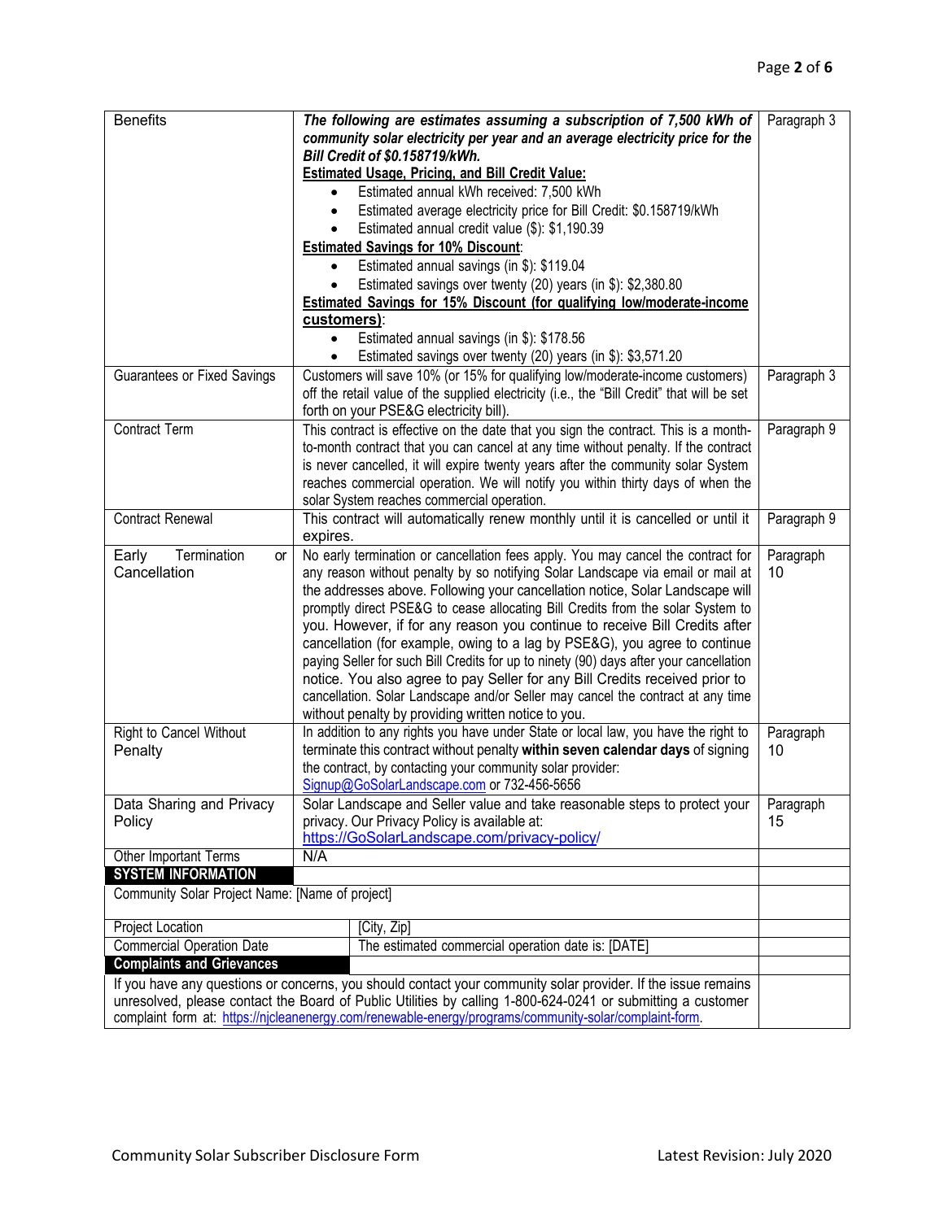| | | |
|---|---|---|
| Benefits | ***The following are estimates assuming a subscription of 7,500 kWh of community solar electricity per year and an average electricity price for the Bill Credit of $0.158719/kWh.*** <br> **<u>Estimated Usage, Pricing, and Bill Credit Value:</u>** <br> • Estimated annual kWh received: 7,500 kWh <br> • Estimated average electricity price for Bill Credit: $0.158719/kWh <br> • Estimated annual credit value ($): $1,190.39 <br> **<u>Estimated Savings for 10% Discount</u>**: <br> • Estimated annual savings (in $): $119.04 <br> • Estimated savings over twenty (20) years (in $): $2,380.80 <br> **<u>Estimated Savings for 15% Discount (for qualifying low/moderate-income customers)</u>**: <br> • Estimated annual savings (in $): $178.56 <br> • Estimated savings over twenty (20) years (in $): $3,571.20 | Paragraph 3 |
| Guarantees or Fixed Savings | Customers will save 10% (or 15% for qualifying low/moderate-income customers) off the retail value of the supplied electricity (i.e., the "Bill Credit" that will be set forth on your PSE&G electricity bill). | Paragraph 3 |
| Contract Term | This contract is effective on the date that you sign the contract. This is a month-to-month contract that you can cancel at any time without penalty. If the contract is never cancelled, it will expire twenty years after the community solar System reaches commercial operation. We will notify you within thirty days of when the solar System reaches commercial operation. | Paragraph 9 |
| Contract Renewal | This contract will automatically renew monthly until it is cancelled or until it expires. | Paragraph 9 |
| Early Termination or Cancellation | No early termination or cancellation fees apply. You may cancel the contract for any reason without penalty by so notifying Solar Landscape via email or mail at the addresses above. Following your cancellation notice, Solar Landscape will promptly direct PSE&G to cease allocating Bill Credits from the solar System to you. However, if for any reason you continue to receive Bill Credits after cancellation (for example, owing to a lag by PSE&G), you agree to continue paying Seller for such Bill Credits for up to ninety (90) days after your cancellation notice. You also agree to pay Seller for any Bill Credits received prior to cancellation. Solar Landscape and/or Seller may cancel the contract at any time without penalty by providing written notice to you. | Paragraph 10 |
| Right to Cancel Without Penalty | In addition to any rights you have under State or local law, you have the right to terminate this contract without penalty **within seven calendar days** of signing the contract, by contacting your community solar provider: Signup@GoSolarLandscape.com or 732-456-5656 | Paragraph 10 |
| Data Sharing and Privacy Policy | Solar Landscape and Seller value and take reasonable steps to protect your privacy. Our Privacy Policy is available at: https://GoSolarLandscape.com/privacy-policy/ | Paragraph 15 |
| Other Important Terms | N/A | |
| **SYSTEM INFORMATION** | | |
| Community Solar Project Name: [Name of project] | | |
| Project Location | [City, Zip] | |
| Commercial Operation Date | The estimated commercial operation date is: [DATE] | |
| **Complaints and Grievances** | | |
| If you have any questions or concerns, you should contact your community solar provider. If the issue remains unresolved, please contact the Board of Public Utilities by calling 1-800-624-0241 or submitting a customer complaint form at: https://njcleanenergy.com/renewable-energy/programs/community-solar/complaint-form. | | |

Community Solar Subscriber Disclosure Form

Latest Revision: July 2020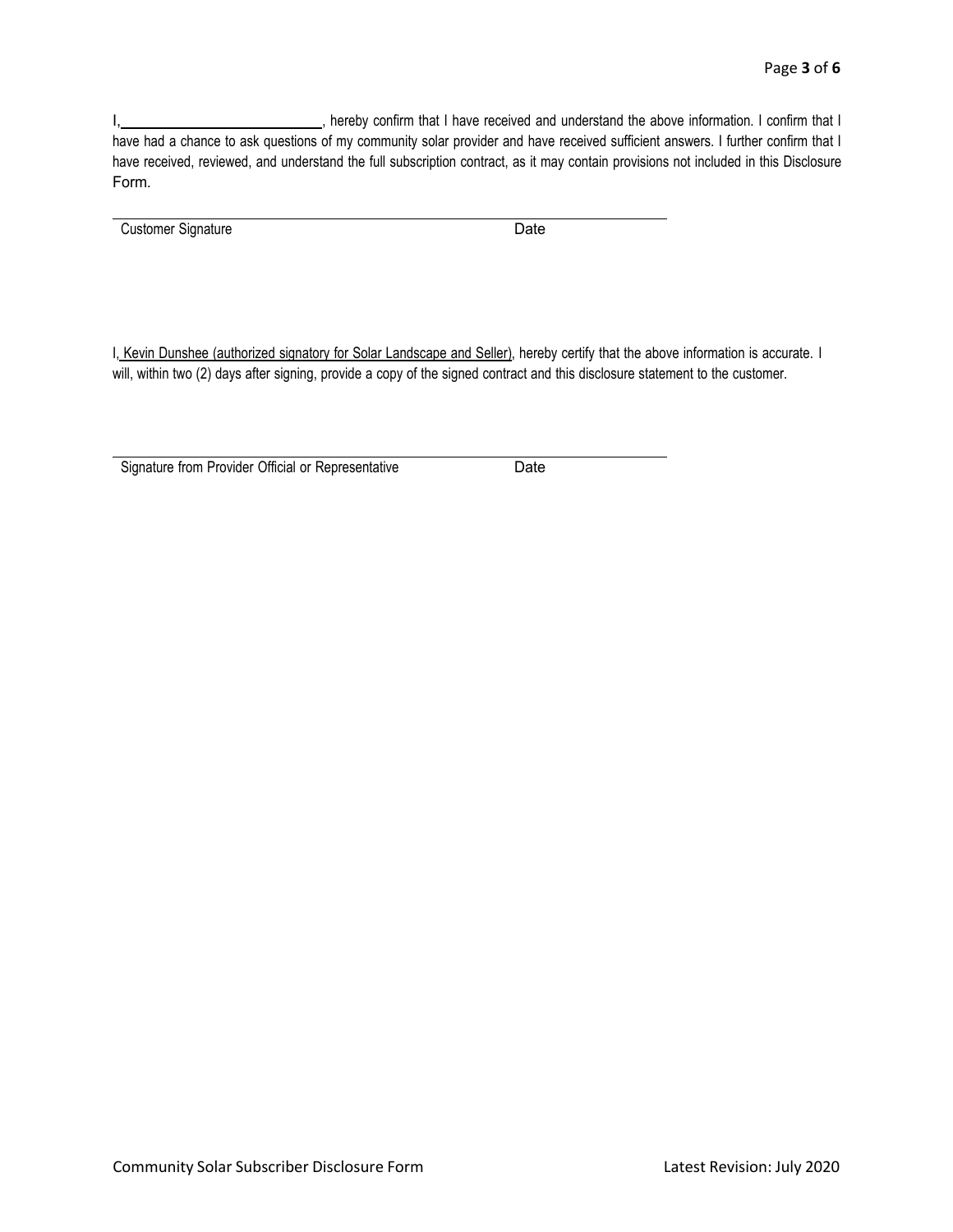I, \_\_\_\_\_\_\_\_\_\_\_\_\_\_\_\_\_\_\_\_\_\_\_\_\_\_\_\_, hereby confirm that I have received and understand the above information. I confirm that I have had a chance to ask questions of my community solar provider and have received sufficient answers. I further confirm that I have received, reviewed, and understand the full subscription contract, as it may contain provisions not included in this Disclosure Form.

\_\_\_\_\_\_\_\_\_\_\_\_\_\_\_\_\_\_\_\_\_\_\_\_\_\_\_\_\_\_\_\_\_\_\_\_\_\_\_\_\_\_\_\_\_\_\_\_\_\_\_\_\_\_\_\_

Customer Signature Date

I, Kevin Dunshee (authorized signatory for Solar Landscape and Seller), hereby certify that the above information is accurate. I will, within two (2) days after signing, provide a copy of the signed contract and this disclosure statement to the customer.

\_\_\_\_\_\_\_\_\_\_\_\_\_\_\_\_\_\_\_\_\_\_\_\_\_\_\_\_\_\_\_\_\_\_\_\_\_\_\_\_\_\_\_\_\_\_\_\_\_\_\_\_\_\_\_\_

Signature from Provider Official or Representative Date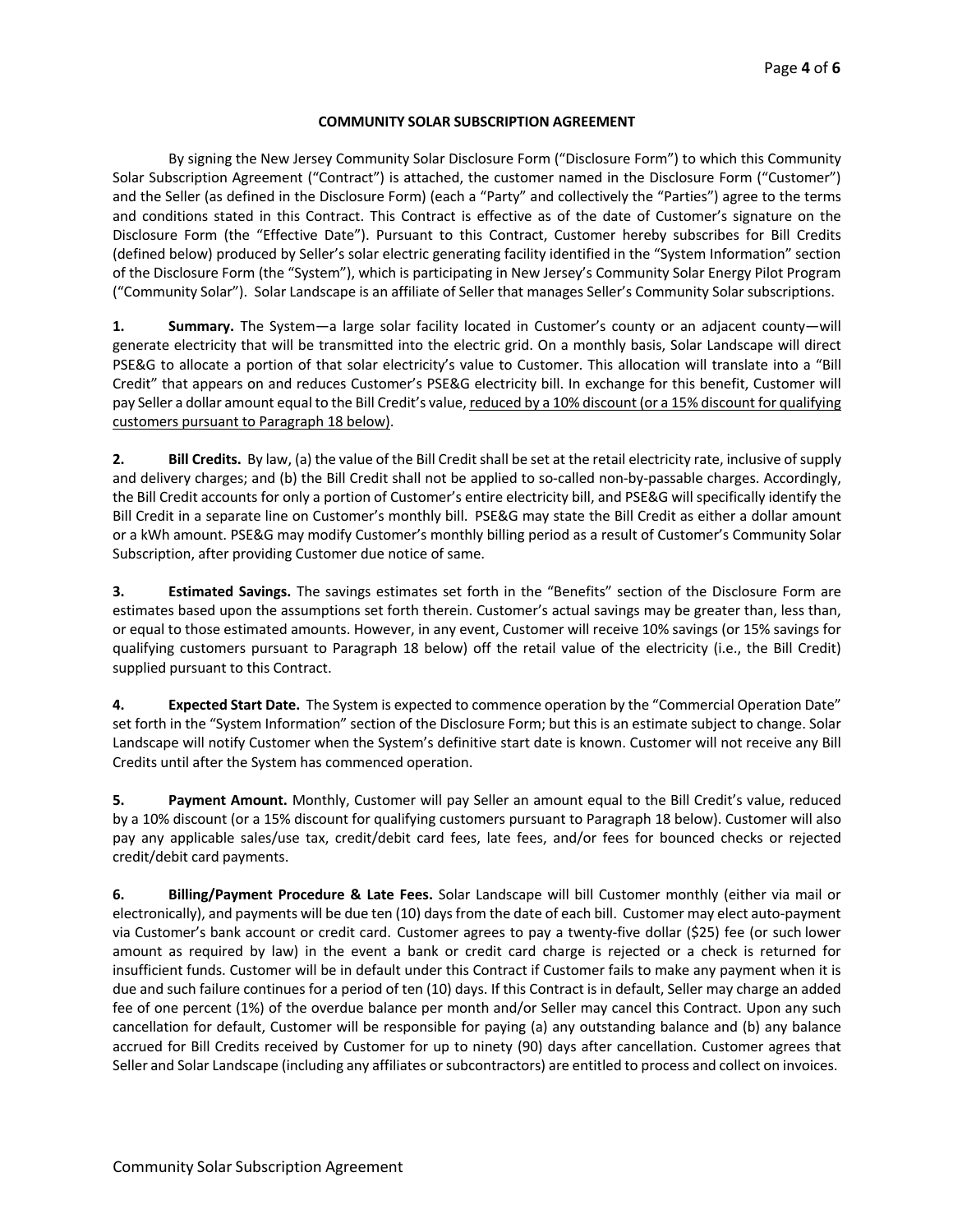# COMMUNITY SOLAR SUBSCRIPTION AGREEMENT

By signing the New Jersey Community Solar Disclosure Form ("Disclosure Form") to which this Community Solar Subscription Agreement ("Contract") is attached, the customer named in the Disclosure Form ("Customer") and the Seller (as defined in the Disclosure Form) (each a "Party" and collectively the "Parties") agree to the terms and conditions stated in this Contract. This Contract is effective as of the date of Customer's signature on the Disclosure Form (the "Effective Date"). Pursuant to this Contract, Customer hereby subscribes for Bill Credits (defined below) produced by Seller's solar electric generating facility identified in the "System Information" section of the Disclosure Form (the "System"), which is participating in New Jersey's Community Solar Energy Pilot Program ("Community Solar"). Solar Landscape is an affiliate of Seller that manages Seller's Community Solar subscriptions.

**1. Summary.** The System—a large solar facility located in Customer's county or an adjacent county—will generate electricity that will be transmitted into the electric grid. On a monthly basis, Solar Landscape will direct PSE&G to allocate a portion of that solar electricity's value to Customer. This allocation will translate into a "Bill Credit" that appears on and reduces Customer's PSE&G electricity bill. In exchange for this benefit, Customer will pay Seller a dollar amount equal to the Bill Credit's value, <u>reduced by a 10% discount (or a 15% discount for qualifying customers pursuant to Paragraph 18 below)</u>.

**2. Bill Credits.** By law, (a) the value of the Bill Credit shall be set at the retail electricity rate, inclusive of supply and delivery charges; and (b) the Bill Credit shall not be applied to so-called non-by-passable charges. Accordingly, the Bill Credit accounts for only a portion of Customer's entire electricity bill, and PSE&G will specifically identify the Bill Credit in a separate line on Customer's monthly bill. PSE&G may state the Bill Credit as either a dollar amount or a kWh amount. PSE&G may modify Customer's monthly billing period as a result of Customer's Community Solar Subscription, after providing Customer due notice of same.

**3. Estimated Savings.** The savings estimates set forth in the "Benefits" section of the Disclosure Form are estimates based upon the assumptions set forth therein. Customer's actual savings may be greater than, less than, or equal to those estimated amounts. However, in any event, Customer will receive 10% savings (or 15% savings for qualifying customers pursuant to Paragraph 18 below) off the retail value of the electricity (i.e., the Bill Credit) supplied pursuant to this Contract.

**4. Expected Start Date.** The System is expected to commence operation by the "Commercial Operation Date" set forth in the "System Information" section of the Disclosure Form; but this is an estimate subject to change. Solar Landscape will notify Customer when the System's definitive start date is known. Customer will not receive any Bill Credits until after the System has commenced operation.

**5. Payment Amount.** Monthly, Customer will pay Seller an amount equal to the Bill Credit's value, reduced by a 10% discount (or a 15% discount for qualifying customers pursuant to Paragraph 18 below). Customer will also pay any applicable sales/use tax, credit/debit card fees, late fees, and/or fees for bounced checks or rejected credit/debit card payments.

**6. Billing/Payment Procedure & Late Fees.** Solar Landscape will bill Customer monthly (either via mail or electronically), and payments will be due ten (10) days from the date of each bill. Customer may elect auto-payment via Customer's bank account or credit card. Customer agrees to pay a twenty-five dollar ($25) fee (or such lower amount as required by law) in the event a bank or credit card charge is rejected or a check is returned for insufficient funds. Customer will be in default under this Contract if Customer fails to make any payment when it is due and such failure continues for a period of ten (10) days. If this Contract is in default, Seller may charge an added fee of one percent (1%) of the overdue balance per month and/or Seller may cancel this Contract. Upon any such cancellation for default, Customer will be responsible for paying (a) any outstanding balance and (b) any balance accrued for Bill Credits received by Customer for up to ninety (90) days after cancellation. Customer agrees that Seller and Solar Landscape (including any affiliates or subcontractors) are entitled to process and collect on invoices.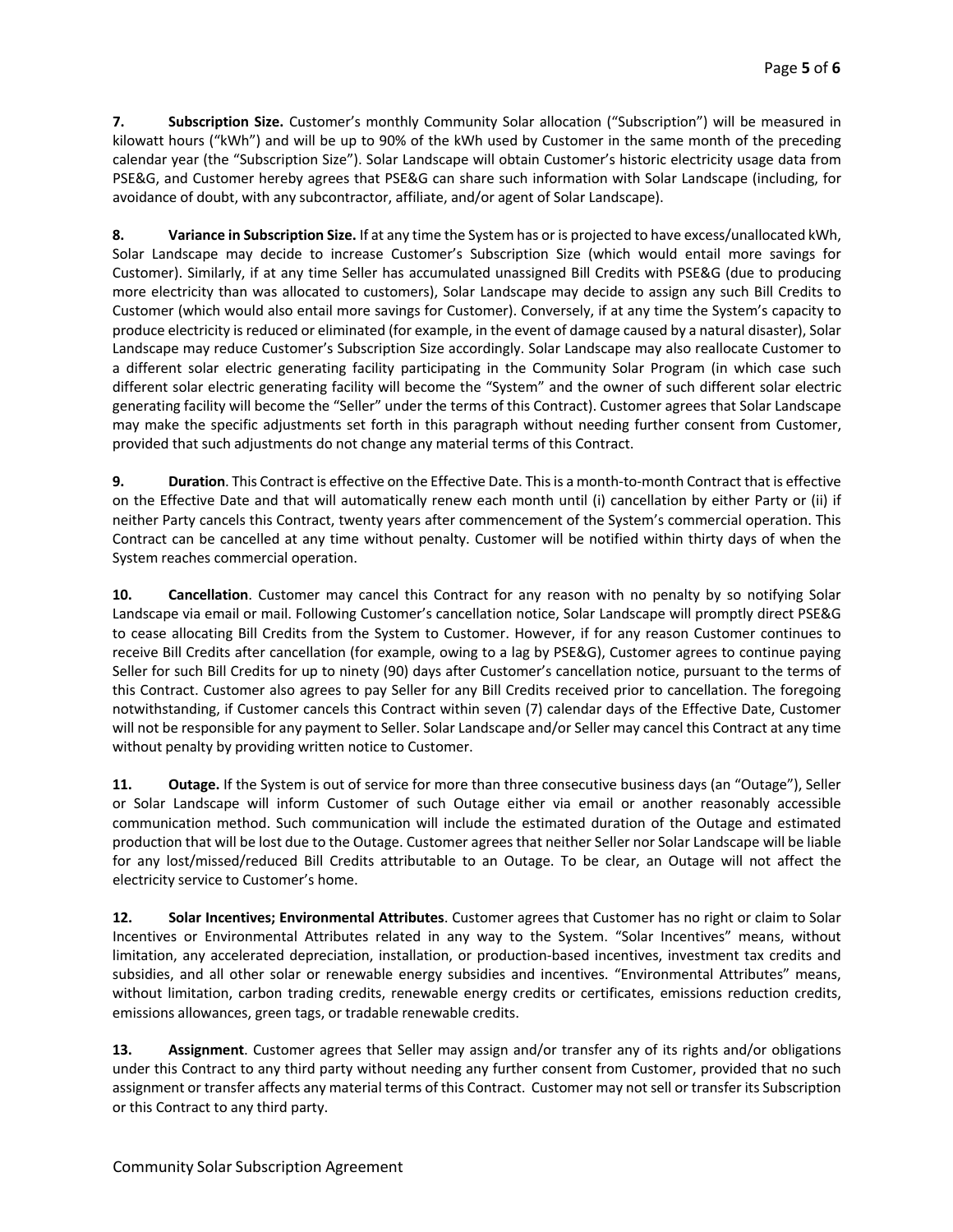**7. Subscription Size.** Customer's monthly Community Solar allocation ("Subscription") will be measured in kilowatt hours ("kWh") and will be up to 90% of the kWh used by Customer in the same month of the preceding calendar year (the "Subscription Size"). Solar Landscape will obtain Customer's historic electricity usage data from PSE&G, and Customer hereby agrees that PSE&G can share such information with Solar Landscape (including, for avoidance of doubt, with any subcontractor, affiliate, and/or agent of Solar Landscape).

**8. Variance in Subscription Size.** If at any time the System has or is projected to have excess/unallocated kWh, Solar Landscape may decide to increase Customer's Subscription Size (which would entail more savings for Customer). Similarly, if at any time Seller has accumulated unassigned Bill Credits with PSE&G (due to producing more electricity than was allocated to customers), Solar Landscape may decide to assign any such Bill Credits to Customer (which would also entail more savings for Customer). Conversely, if at any time the System's capacity to produce electricity is reduced or eliminated (for example, in the event of damage caused by a natural disaster), Solar Landscape may reduce Customer's Subscription Size accordingly. Solar Landscape may also reallocate Customer to a different solar electric generating facility participating in the Community Solar Program (in which case such different solar electric generating facility will become the "System" and the owner of such different solar electric generating facility will become the "Seller" under the terms of this Contract). Customer agrees that Solar Landscape may make the specific adjustments set forth in this paragraph without needing further consent from Customer, provided that such adjustments do not change any material terms of this Contract.

**9. Duration**. This Contract is effective on the Effective Date. This is a month-to-month Contract that is effective on the Effective Date and that will automatically renew each month until (i) cancellation by either Party or (ii) if neither Party cancels this Contract, twenty years after commencement of the System's commercial operation. This Contract can be cancelled at any time without penalty. Customer will be notified within thirty days of when the System reaches commercial operation.

**10. Cancellation**. Customer may cancel this Contract for any reason with no penalty by so notifying Solar Landscape via email or mail. Following Customer's cancellation notice, Solar Landscape will promptly direct PSE&G to cease allocating Bill Credits from the System to Customer. However, if for any reason Customer continues to receive Bill Credits after cancellation (for example, owing to a lag by PSE&G), Customer agrees to continue paying Seller for such Bill Credits for up to ninety (90) days after Customer's cancellation notice, pursuant to the terms of this Contract. Customer also agrees to pay Seller for any Bill Credits received prior to cancellation. The foregoing notwithstanding, if Customer cancels this Contract within seven (7) calendar days of the Effective Date, Customer will not be responsible for any payment to Seller. Solar Landscape and/or Seller may cancel this Contract at any time without penalty by providing written notice to Customer.

**11. Outage.** If the System is out of service for more than three consecutive business days (an "Outage"), Seller or Solar Landscape will inform Customer of such Outage either via email or another reasonably accessible communication method. Such communication will include the estimated duration of the Outage and estimated production that will be lost due to the Outage. Customer agrees that neither Seller nor Solar Landscape will be liable for any lost/missed/reduced Bill Credits attributable to an Outage. To be clear, an Outage will not affect the electricity service to Customer's home.

**12. Solar Incentives; Environmental Attributes**. Customer agrees that Customer has no right or claim to Solar Incentives or Environmental Attributes related in any way to the System. "Solar Incentives" means, without limitation, any accelerated depreciation, installation, or production-based incentives, investment tax credits and subsidies, and all other solar or renewable energy subsidies and incentives. "Environmental Attributes" means, without limitation, carbon trading credits, renewable energy credits or certificates, emissions reduction credits, emissions allowances, green tags, or tradable renewable credits.

**13. Assignment**. Customer agrees that Seller may assign and/or transfer any of its rights and/or obligations under this Contract to any third party without needing any further consent from Customer, provided that no such assignment or transfer affects any material terms of this Contract. Customer may not sell or transfer its Subscription or this Contract to any third party.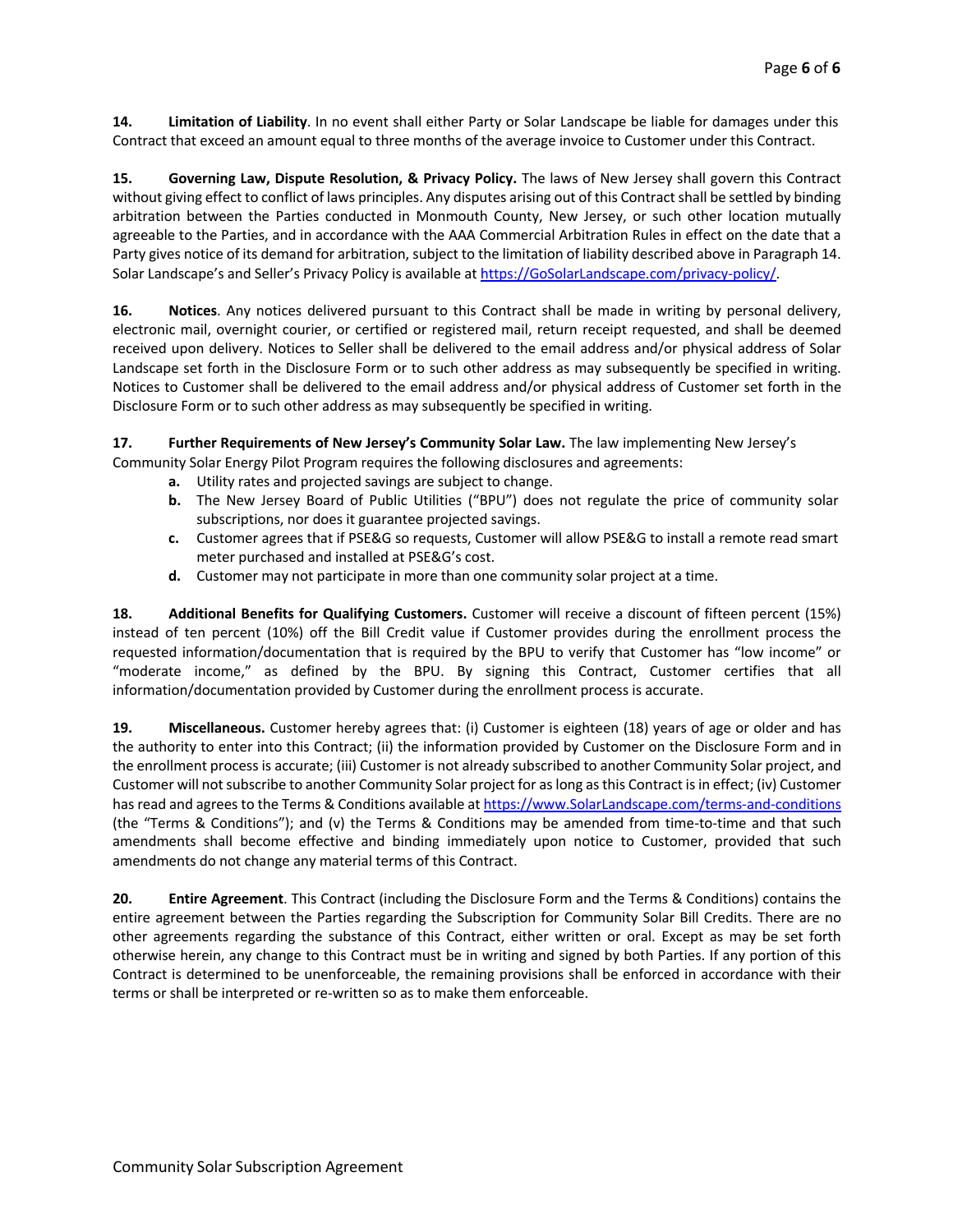**14. Limitation of Liability**. In no event shall either Party or Solar Landscape be liable for damages under this Contract that exceed an amount equal to three months of the average invoice to Customer under this Contract.

**15. Governing Law, Dispute Resolution, & Privacy Policy.** The laws of New Jersey shall govern this Contract without giving effect to conflict of laws principles. Any disputes arising out of this Contract shall be settled by binding arbitration between the Parties conducted in Monmouth County, New Jersey, or such other location mutually agreeable to the Parties, and in accordance with the AAA Commercial Arbitration Rules in effect on the date that a Party gives notice of its demand for arbitration, subject to the limitation of liability described above in Paragraph 14. Solar Landscape's and Seller's Privacy Policy is available at https://GoSolarLandscape.com/privacy-policy/.

**16. Notices**. Any notices delivered pursuant to this Contract shall be made in writing by personal delivery, electronic mail, overnight courier, or certified or registered mail, return receipt requested, and shall be deemed received upon delivery. Notices to Seller shall be delivered to the email address and/or physical address of Solar Landscape set forth in the Disclosure Form or to such other address as may subsequently be specified in writing. Notices to Customer shall be delivered to the email address and/or physical address of Customer set forth in the Disclosure Form or to such other address as may subsequently be specified in writing.

**17. Further Requirements of New Jersey's Community Solar Law.** The law implementing New Jersey's Community Solar Energy Pilot Program requires the following disclosures and agreements:

- **a.** Utility rates and projected savings are subject to change.
- **b.** The New Jersey Board of Public Utilities ("BPU") does not regulate the price of community solar subscriptions, nor does it guarantee projected savings.
- **c.** Customer agrees that if PSE&G so requests, Customer will allow PSE&G to install a remote read smart meter purchased and installed at PSE&G's cost.
- **d.** Customer may not participate in more than one community solar project at a time.

**18. Additional Benefits for Qualifying Customers.** Customer will receive a discount of fifteen percent (15%) instead of ten percent (10%) off the Bill Credit value if Customer provides during the enrollment process the requested information/documentation that is required by the BPU to verify that Customer has "low income" or "moderate income," as defined by the BPU. By signing this Contract, Customer certifies that all information/documentation provided by Customer during the enrollment process is accurate.

**19. Miscellaneous.** Customer hereby agrees that: (i) Customer is eighteen (18) years of age or older and has the authority to enter into this Contract; (ii) the information provided by Customer on the Disclosure Form and in the enrollment process is accurate; (iii) Customer is not already subscribed to another Community Solar project, and Customer will not subscribe to another Community Solar project for as long as this Contract is in effect; (iv) Customer has read and agrees to the Terms & Conditions available at https://www.SolarLandscape.com/terms-and-conditions (the "Terms & Conditions"); and (v) the Terms & Conditions may be amended from time-to-time and that such amendments shall become effective and binding immediately upon notice to Customer, provided that such amendments do not change any material terms of this Contract.

**20. Entire Agreement**. This Contract (including the Disclosure Form and the Terms & Conditions) contains the entire agreement between the Parties regarding the Subscription for Community Solar Bill Credits. There are no other agreements regarding the substance of this Contract, either written or oral. Except as may be set forth otherwise herein, any change to this Contract must be in writing and signed by both Parties. If any portion of this Contract is determined to be unenforceable, the remaining provisions shall be enforced in accordance with their terms or shall be interpreted or re-written so as to make them enforceable.